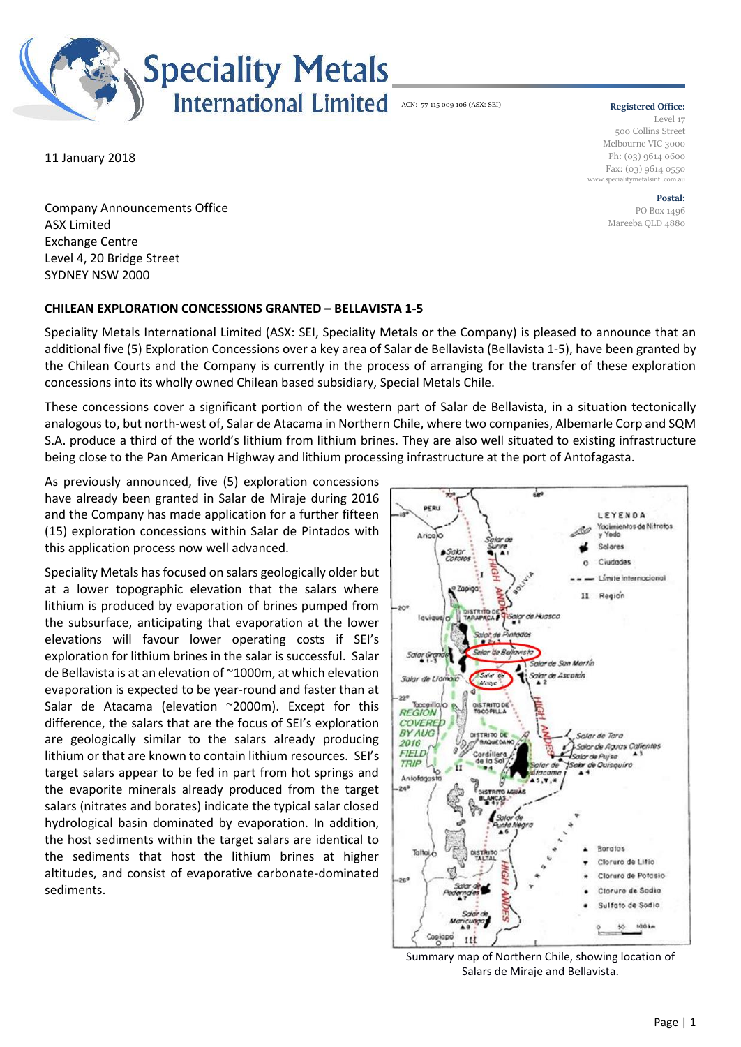# Speciality Metals International Limited

ACN: 77 115 009 106 (ASX: SEI)

**Registered Office:**
Level 17
500 Collins Street
Melbourne VIC 3000
Ph: (03) 9614 0600
Fax: (03) 9614 0550
www.specialitymetalsintl.com.au

**Postal:**
PO Box 1496
Mareeba QLD 4880

11 January 2018

Company Announcements Office
ASX Limited
Exchange Centre
Level 4, 20 Bridge Street
SYDNEY NSW 2000

**CHILEAN EXPLORATION CONCESSIONS GRANTED – BELLAVISTA 1-5**

Speciality Metals International Limited (ASX: SEI, Speciality Metals or the Company) is pleased to announce that an additional five (5) Exploration Concessions over a key area of Salar de Bellavista (Bellavista 1-5), have been granted by the Chilean Courts and the Company is currently in the process of arranging for the transfer of these exploration concessions into its wholly owned Chilean based subsidiary, Special Metals Chile.

These concessions cover a significant portion of the western part of Salar de Bellavista, in a situation tectonically analogous to, but north-west of, Salar de Atacama in Northern Chile, where two companies, Albemarle Corp and SQM S.A. produce a third of the world's lithium from lithium brines. They are also well situated to existing infrastructure being close to the Pan American Highway and lithium processing infrastructure at the port of Antofagasta.

As previously announced, five (5) exploration concessions have already been granted in Salar de Miraje during 2016 and the Company has made application for a further fifteen (15) exploration concessions within Salar de Pintados with this application process now well advanced.

Speciality Metals has focused on salars geologically older but at a lower topographic elevation that the salars where lithium is produced by evaporation of brines pumped from the subsurface, anticipating that evaporation at the lower elevations will favour lower operating costs if SEI's exploration for lithium brines in the salar is successful. Salar de Bellavista is at an elevation of ~1000m, at which elevation evaporation is expected to be year-round and faster than at Salar de Atacama (elevation ~2000m). Except for this difference, the salars that are the focus of SEI's exploration are geologically similar to the salars already producing lithium or that are known to contain lithium resources. SEI's target salars appear to be fed in part from hot springs and the evaporite minerals already produced from the target salars (nitrates and borates) indicate the typical salar closed hydrological basin dominated by evaporation. In addition, the host sediments within the target salars are identical to the sediments that host the lithium brines at higher altitudes, and consist of evaporative carbonate-dominated sediments.

Summary map of Northern Chile, showing location of Salars de Miraje and Bellavista.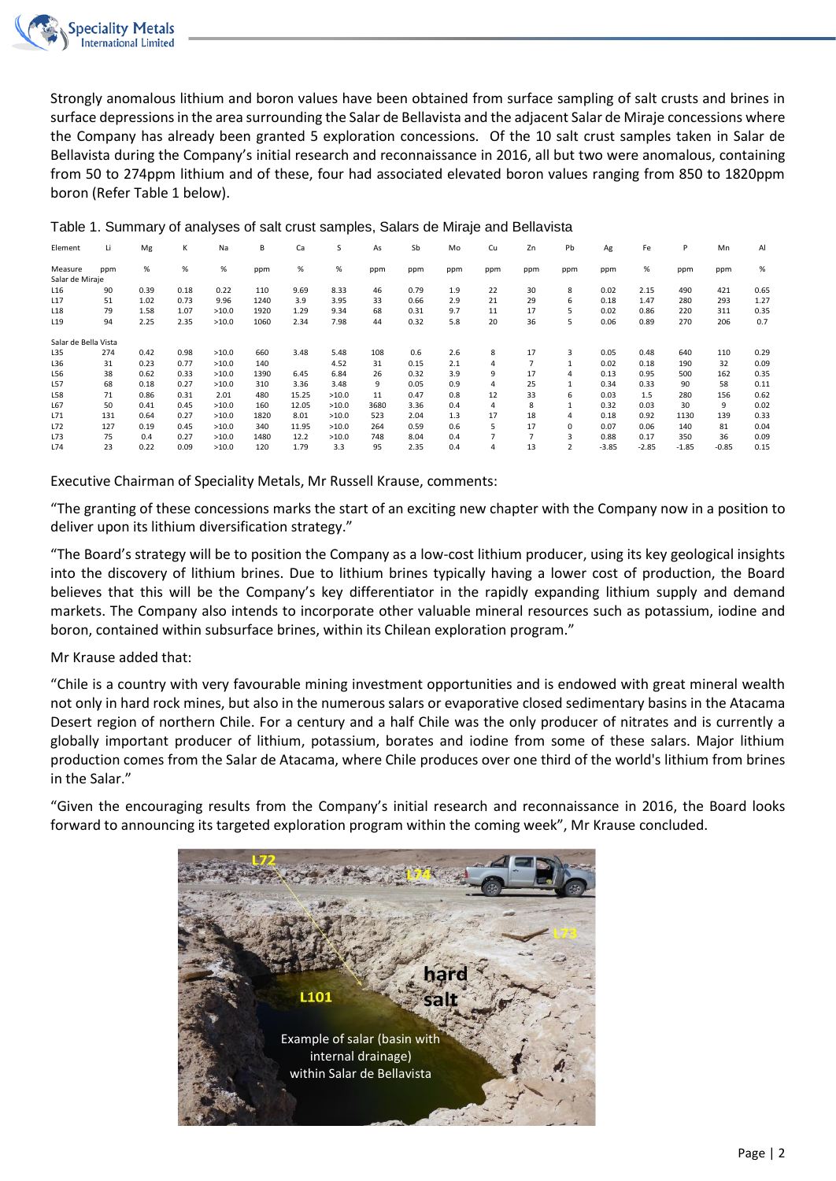Strongly anomalous lithium and boron values have been obtained from surface sampling of salt crusts and brines in surface depressions in the area surrounding the Salar de Bellavista and the adjacent Salar de Miraje concessions where the Company has already been granted 5 exploration concessions. Of the 10 salt crust samples taken in Salar de Bellavista during the Company's initial research and reconnaissance in 2016, all but two were anomalous, containing from 50 to 274ppm lithium and of these, four had associated elevated boron values ranging from 850 to 1820ppm boron (Refer Table 1 below).

Table 1. Summary of analyses of salt crust samples, Salars de Miraje and Bellavista

| Element | Li | Mg | K | Na | B | Ca | S | As | Sb | Mo | Cu | Zn | Pb | Ag | Fe | P | Mn | Al |
|---|---|---|---|---|---|---|---|---|---|---|---|---|---|---|---|---|---|---|
| Measure | ppm | % | % | % | ppm | % | % | ppm | ppm | ppm | ppm | ppm | ppm | ppm | % | ppm | ppm | % |
| Salar de Miraje | | | | | | | | | | | | | | | | | | |
| L16 | 90 | 0.39 | 0.18 | 0.22 | 110 | 9.69 | 8.33 | 46 | 0.79 | 1.9 | 22 | 30 | 8 | 0.02 | 2.15 | 490 | 421 | 0.65 |
| L17 | 51 | 1.02 | 0.73 | 9.96 | 1240 | 3.9 | 3.95 | 33 | 0.66 | 2.9 | 21 | 29 | 6 | 0.18 | 1.47 | 280 | 293 | 1.27 |
| L18 | 79 | 1.58 | 1.07 | >10.0 | 1920 | 1.29 | 9.34 | 68 | 0.31 | 9.7 | 11 | 17 | 5 | 0.02 | 0.86 | 220 | 311 | 0.35 |
| L19 | 94 | 2.25 | 2.35 | >10.0 | 1060 | 2.34 | 7.98 | 44 | 0.32 | 5.8 | 20 | 36 | 5 | 0.06 | 0.89 | 270 | 206 | 0.7 |
| Salar de Bella Vista | | | | | | | | | | | | | | | | | | |
| L35 | 274 | 0.42 | 0.98 | >10.0 | 660 | 3.48 | 5.48 | 108 | 0.6 | 2.6 | 8 | 17 | 3 | 0.05 | 0.48 | 640 | 110 | 0.29 |
| L36 | 31 | 0.23 | 0.77 | >10.0 | 140 | | 4.52 | 31 | 0.15 | 2.1 | 4 | 7 | 1 | 0.02 | 0.18 | 190 | 32 | 0.09 |
| L56 | 38 | 0.62 | 0.33 | >10.0 | 1390 | 6.45 | 6.84 | 26 | 0.32 | 3.9 | 9 | 17 | 4 | 0.13 | 0.95 | 500 | 162 | 0.35 |
| L57 | 68 | 0.18 | 0.27 | >10.0 | 310 | 3.36 | 3.48 | 9 | 0.05 | 0.9 | 4 | 25 | 1 | 0.34 | 0.33 | 90 | 58 | 0.11 |
| L58 | 71 | 0.86 | 0.31 | 2.01 | 480 | 15.25 | >10.0 | 11 | 0.47 | 0.8 | 12 | 33 | 6 | 0.03 | 1.5 | 280 | 156 | 0.62 |
| L67 | 50 | 0.41 | 0.45 | >10.0 | 160 | 12.05 | >10.0 | 3680 | 3.36 | 0.4 | 4 | 8 | 1 | 0.32 | 0.03 | 30 | 9 | 0.02 |
| L71 | 131 | 0.64 | 0.27 | >10.0 | 1820 | 8.01 | >10.0 | 523 | 2.04 | 1.3 | 17 | 18 | 4 | 0.18 | 0.92 | 1130 | 139 | 0.33 |
| L72 | 127 | 0.19 | 0.45 | >10.0 | 340 | 11.95 | >10.0 | 264 | 0.59 | 0.6 | 5 | 17 | 0 | 0.07 | 0.06 | 140 | 81 | 0.04 |
| L73 | 75 | 0.4 | 0.27 | >10.0 | 1480 | 12.2 | >10.0 | 748 | 8.04 | 0.4 | 7 | 7 | 3 | 0.88 | 0.17 | 350 | 36 | 0.09 |
| L74 | 23 | 0.22 | 0.09 | >10.0 | 120 | 1.79 | 3.3 | 95 | 2.35 | 0.4 | 4 | 13 | 2 | -3.85 | -2.85 | -1.85 | -0.85 | 0.15 |

Executive Chairman of Speciality Metals, Mr Russell Krause, comments:

"The granting of these concessions marks the start of an exciting new chapter with the Company now in a position to deliver upon its lithium diversification strategy."

"The Board's strategy will be to position the Company as a low-cost lithium producer, using its key geological insights into the discovery of lithium brines. Due to lithium brines typically having a lower cost of production, the Board believes that this will be the Company's key differentiator in the rapidly expanding lithium supply and demand markets. The Company also intends to incorporate other valuable mineral resources such as potassium, iodine and boron, contained within subsurface brines, within its Chilean exploration program."

Mr Krause added that:

"Chile is a country with very favourable mining investment opportunities and is endowed with great mineral wealth not only in hard rock mines, but also in the numerous salars or evaporative closed sedimentary basins in the Atacama Desert region of northern Chile. For a century and a half Chile was the only producer of nitrates and is currently a globally important producer of lithium, potassium, borates and iodine from some of these salars. Major lithium production comes from the Salar de Atacama, where Chile produces over one third of the world's lithium from brines in the Salar."

"Given the encouraging results from the Company's initial research and reconnaissance in 2016, the Board looks forward to announcing its targeted exploration program within the coming week", Mr Krause concluded.

Example of salar (basin with internal drainage) within Salar de Bellavista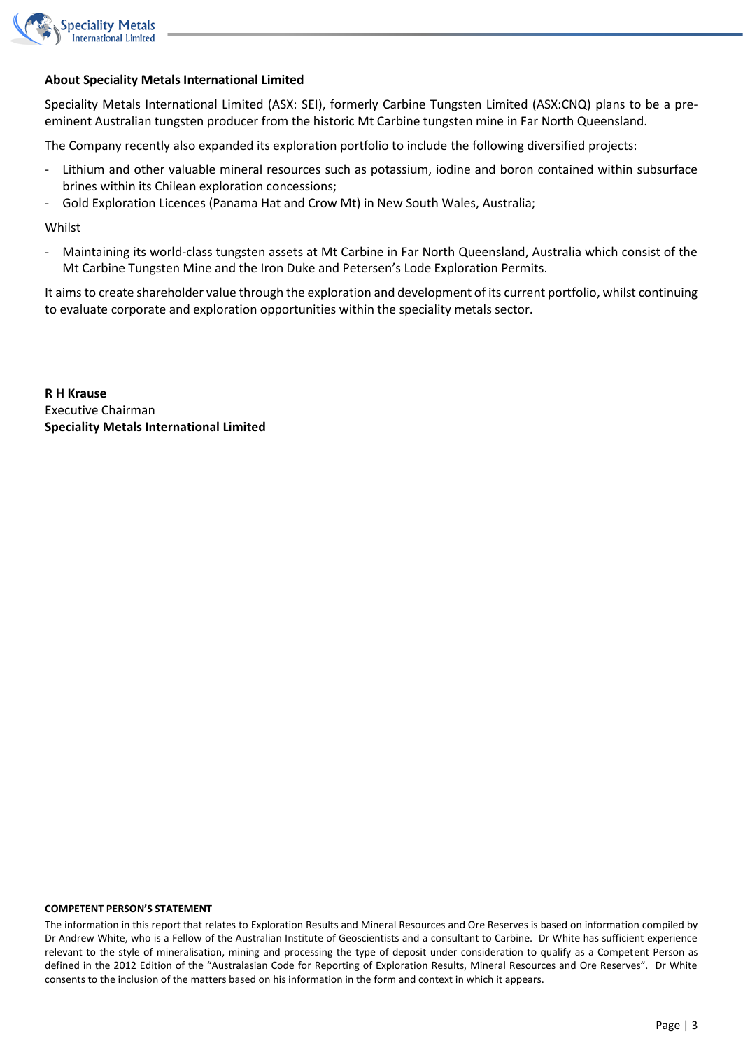**About Speciality Metals International Limited**

Speciality Metals International Limited (ASX: SEI), formerly Carbine Tungsten Limited (ASX:CNQ) plans to be a pre-eminent Australian tungsten producer from the historic Mt Carbine tungsten mine in Far North Queensland.

The Company recently also expanded its exploration portfolio to include the following diversified projects:

- Lithium and other valuable mineral resources such as potassium, iodine and boron contained within subsurface brines within its Chilean exploration concessions;
- Gold Exploration Licences (Panama Hat and Crow Mt) in New South Wales, Australia;

Whilst

- Maintaining its world-class tungsten assets at Mt Carbine in Far North Queensland, Australia which consist of the Mt Carbine Tungsten Mine and the Iron Duke and Petersen's Lode Exploration Permits.

It aims to create shareholder value through the exploration and development of its current portfolio, whilst continuing to evaluate corporate and exploration opportunities within the speciality metals sector.

**R H Krause**
Executive Chairman
**Speciality Metals International Limited**

**COMPETENT PERSON'S STATEMENT**

The information in this report that relates to Exploration Results and Mineral Resources and Ore Reserves is based on information compiled by Dr Andrew White, who is a Fellow of the Australian Institute of Geoscientists and a consultant to Carbine. Dr White has sufficient experience relevant to the style of mineralisation, mining and processing the type of deposit under consideration to qualify as a Competent Person as defined in the 2012 Edition of the "Australasian Code for Reporting of Exploration Results, Mineral Resources and Ore Reserves". Dr White consents to the inclusion of the matters based on his information in the form and context in which it appears.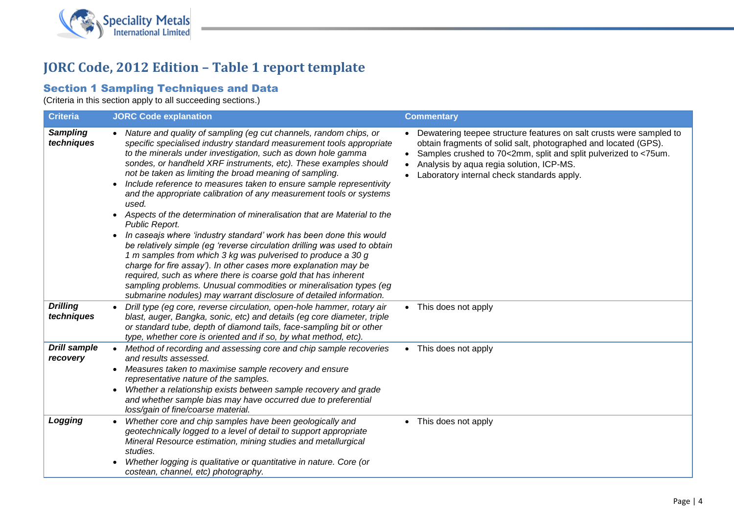# JORC Code, 2012 Edition – Table 1 report template

## Section 1 Sampling Techniques and Data

(Criteria in this section apply to all succeeding sections.)

| Criteria | JORC Code explanation | Commentary |
|---|---|---|
| ***Sampling techniques*** | • *Nature and quality of sampling (eg cut channels, random chips, or specific specialised industry standard measurement tools appropriate to the minerals under investigation, such as down hole gamma sondes, or handheld XRF instruments, etc). These examples should not be taken as limiting the broad meaning of sampling.*<br>• *Include reference to measures taken to ensure sample representivity and the appropriate calibration of any measurement tools or systems used.*<br>• *Aspects of the determination of mineralisation that are Material to the Public Report.*<br>• *In caseajs where 'industry standard' work has been done this would be relatively simple (eg 'reverse circulation drilling was used to obtain 1 m samples from which 3 kg was pulverised to produce a 30 g charge for fire assay'). In other cases more explanation may be required, such as where there is coarse gold that has inherent sampling problems. Unusual commodities or mineralisation types (eg submarine nodules) may warrant disclosure of detailed information.* | • Dewatering teepee structure features on salt crusts were sampled to obtain fragments of solid salt, photographed and located (GPS).<br>• Samples crushed to 70<2mm, split and split pulverized to <75um.<br>• Analysis by aqua regia solution, ICP-MS.<br>• Laboratory internal check standards apply. |
| ***Drilling techniques*** | • *Drill type (eg core, reverse circulation, open-hole hammer, rotary air blast, auger, Bangka, sonic, etc) and details (eg core diameter, triple or standard tube, depth of diamond tails, face-sampling bit or other type, whether core is oriented and if so, by what method, etc).* | • This does not apply |
| ***Drill sample recovery*** | • *Method of recording and assessing core and chip sample recoveries and results assessed.*<br>• *Measures taken to maximise sample recovery and ensure representative nature of the samples.*<br>• *Whether a relationship exists between sample recovery and grade and whether sample bias may have occurred due to preferential loss/gain of fine/coarse material.* | • This does not apply |
| ***Logging*** | • *Whether core and chip samples have been geologically and geotechnically logged to a level of detail to support appropriate Mineral Resource estimation, mining studies and metallurgical studies.*<br>• *Whether logging is qualitative or quantitative in nature. Core (or costean, channel, etc) photography.* | • This does not apply |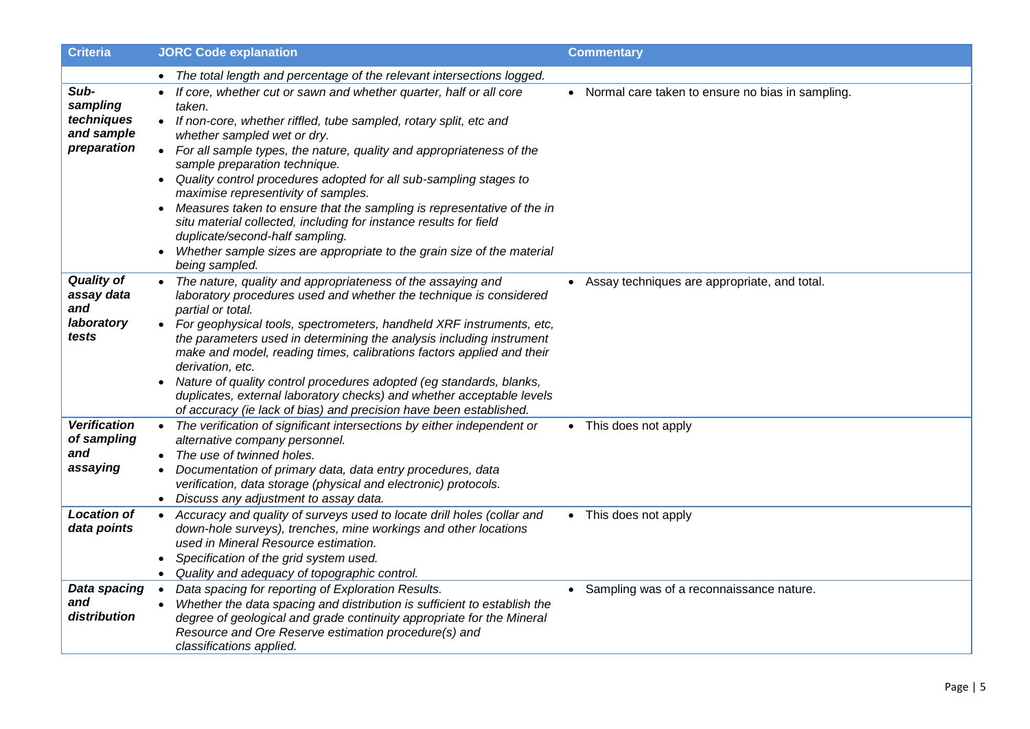| Criteria | JORC Code explanation | Commentary |
| --- | --- | --- |
| | • *The total length and percentage of the relevant intersections logged.* | |
| ***Sub-sampling techniques and sample preparation*** | • *If core, whether cut or sawn and whether quarter, half or all core taken.*<br>• *If non-core, whether riffled, tube sampled, rotary split, etc and whether sampled wet or dry.*<br>• *For all sample types, the nature, quality and appropriateness of the sample preparation technique.*<br>• *Quality control procedures adopted for all sub-sampling stages to maximise representivity of samples.*<br>• *Measures taken to ensure that the sampling is representative of the in situ material collected, including for instance results for field duplicate/second-half sampling.*<br>• *Whether sample sizes are appropriate to the grain size of the material being sampled.* | • Normal care taken to ensure no bias in sampling. |
| ***Quality of assay data and laboratory tests*** | • *The nature, quality and appropriateness of the assaying and laboratory procedures used and whether the technique is considered partial or total.*<br>• *For geophysical tools, spectrometers, handheld XRF instruments, etc, the parameters used in determining the analysis including instrument make and model, reading times, calibrations factors applied and their derivation, etc.*<br>• *Nature of quality control procedures adopted (eg standards, blanks, duplicates, external laboratory checks) and whether acceptable levels of accuracy (ie lack of bias) and precision have been established.* | • Assay techniques are appropriate, and total. |
| ***Verification of sampling and assaying*** | • *The verification of significant intersections by either independent or alternative company personnel.*<br>• *The use of twinned holes.*<br>• *Documentation of primary data, data entry procedures, data verification, data storage (physical and electronic) protocols.*<br>• *Discuss any adjustment to assay data.* | • This does not apply |
| ***Location of data points*** | • *Accuracy and quality of surveys used to locate drill holes (collar and down-hole surveys), trenches, mine workings and other locations used in Mineral Resource estimation.*<br>• *Specification of the grid system used.*<br>• *Quality and adequacy of topographic control.* | • This does not apply |
| ***Data spacing and distribution*** | • *Data spacing for reporting of Exploration Results.*<br>• *Whether the data spacing and distribution is sufficient to establish the degree of geological and grade continuity appropriate for the Mineral Resource and Ore Reserve estimation procedure(s) and classifications applied.* | • Sampling was of a reconnaissance nature. |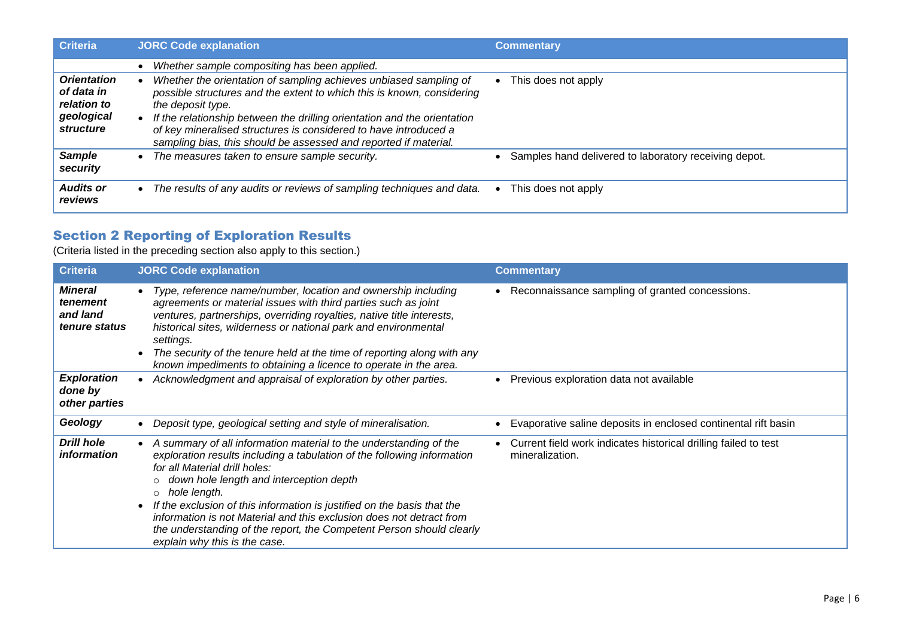| Criteria | JORC Code explanation | Commentary |
|---|---|---|
| | • *Whether sample compositing has been applied.* | |
| ***Orientation of data in relation to geological structure*** | • *Whether the orientation of sampling achieves unbiased sampling of possible structures and the extent to which this is known, considering the deposit type.* <br> • *If the relationship between the drilling orientation and the orientation of key mineralised structures is considered to have introduced a sampling bias, this should be assessed and reported if material.* | • This does not apply |
| ***Sample security*** | • *The measures taken to ensure sample security.* | • Samples hand delivered to laboratory receiving depot. |
| ***Audits or reviews*** | • *The results of any audits or reviews of sampling techniques and data.* | • This does not apply |

## Section 2 Reporting of Exploration Results

(Criteria listed in the preceding section also apply to this section.)

| Criteria | JORC Code explanation | Commentary |
|---|---|---|
| ***Mineral tenement and land tenure status*** | • *Type, reference name/number, location and ownership including agreements or material issues with third parties such as joint ventures, partnerships, overriding royalties, native title interests, historical sites, wilderness or national park and environmental settings.* <br> • *The security of the tenure held at the time of reporting along with any known impediments to obtaining a licence to operate in the area.* | • Reconnaissance sampling of granted concessions. |
| ***Exploration done by other parties*** | • *Acknowledgment and appraisal of exploration by other parties.* | • Previous exploration data not available |
| ***Geology*** | • *Deposit type, geological setting and style of mineralisation.* | • Evaporative saline deposits in enclosed continental rift basin |
| ***Drill hole information*** | • *A summary of all information material to the understanding of the exploration results including a tabulation of the following information for all Material drill holes:* <br> ○ *down hole length and interception depth* <br> ○ *hole length.* <br> • *If the exclusion of this information is justified on the basis that the information is not Material and this exclusion does not detract from the understanding of the report, the Competent Person should clearly explain why this is the case.* | • Current field work indicates historical drilling failed to test mineralization. |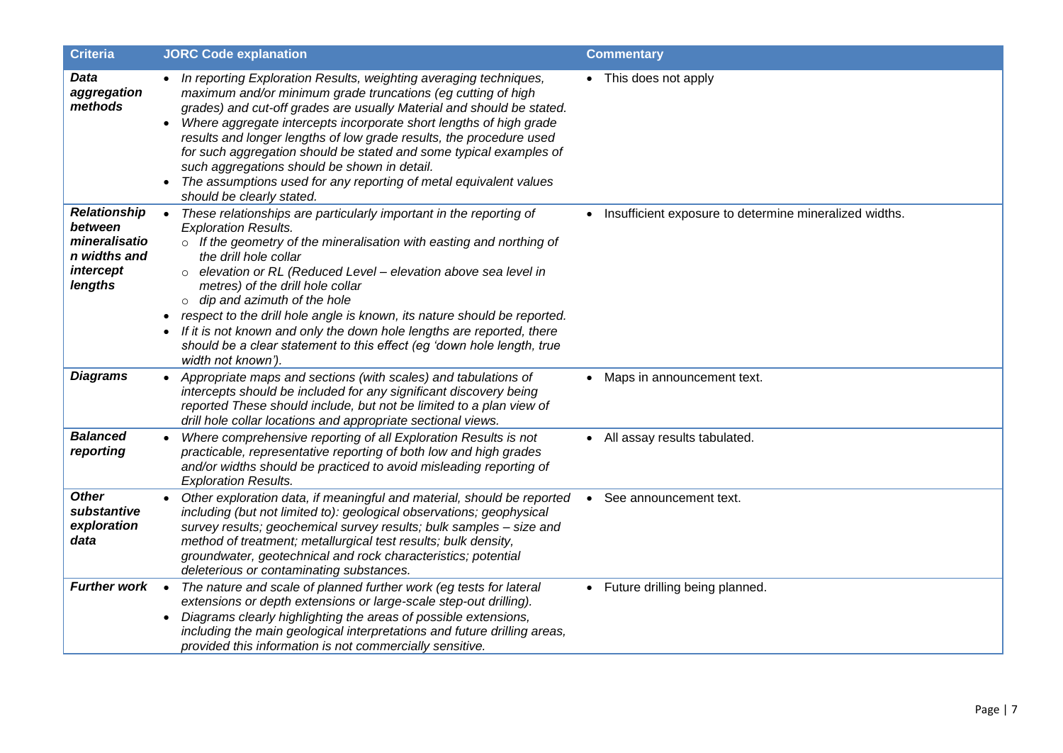| Criteria | JORC Code explanation | Commentary |
|---|---|---|
| ***Data aggregation methods*** | • *In reporting Exploration Results, weighting averaging techniques, maximum and/or minimum grade truncations (eg cutting of high grades) and cut-off grades are usually Material and should be stated.*<br>• *Where aggregate intercepts incorporate short lengths of high grade results and longer lengths of low grade results, the procedure used for such aggregation should be stated and some typical examples of such aggregations should be shown in detail.*<br>• *The assumptions used for any reporting of metal equivalent values should be clearly stated.* | • This does not apply |
| ***Relationship between mineralisation widths and intercept lengths*** | • *These relationships are particularly important in the reporting of Exploration Results.*<br>  ○ *If the geometry of the mineralisation with easting and northing of the drill hole collar*<br>  ○ *elevation or RL (Reduced Level – elevation above sea level in metres) of the drill hole collar*<br>  ○ *dip and azimuth of the hole*<br>• *respect to the drill hole angle is known, its nature should be reported.*<br>• *If it is not known and only the down hole lengths are reported, there should be a clear statement to this effect (eg 'down hole length, true width not known').* | • Insufficient exposure to determine mineralized widths. |
| ***Diagrams*** | • *Appropriate maps and sections (with scales) and tabulations of intercepts should be included for any significant discovery being reported These should include, but not be limited to a plan view of drill hole collar locations and appropriate sectional views.* | • Maps in announcement text. |
| ***Balanced reporting*** | • *Where comprehensive reporting of all Exploration Results is not practicable, representative reporting of both low and high grades and/or widths should be practiced to avoid misleading reporting of Exploration Results.* | • All assay results tabulated. |
| ***Other substantive exploration data*** | • *Other exploration data, if meaningful and material, should be reported including (but not limited to): geological observations; geophysical survey results; geochemical survey results; bulk samples – size and method of treatment; metallurgical test results; bulk density, groundwater, geotechnical and rock characteristics; potential deleterious or contaminating substances.* | • See announcement text. |
| ***Further work*** | • *The nature and scale of planned further work (eg tests for lateral extensions or depth extensions or large-scale step-out drilling).*<br>• *Diagrams clearly highlighting the areas of possible extensions, including the main geological interpretations and future drilling areas, provided this information is not commercially sensitive.* | • Future drilling being planned. |